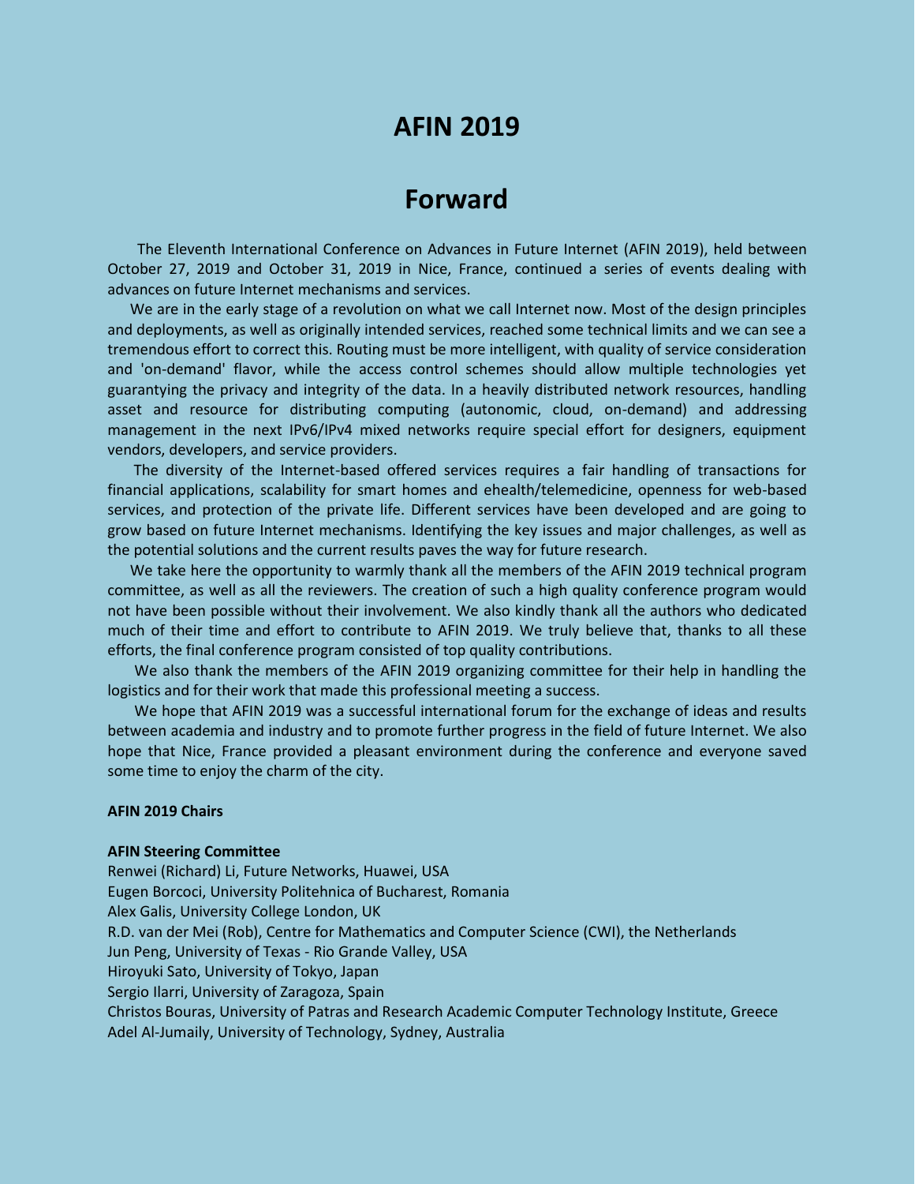# AFIN 2019

# Forward

The Eleventh International Conference on Advances in Future Internet (AFIN 2019), held between October 27, 2019 and October 31, 2019 in Nice, France, continued a series of events dealing with advances on future Internet mechanisms and services.

We are in the early stage of a revolution on what we call Internet now. Most of the design principles and deployments, as well as originally intended services, reached some technical limits and we can see a tremendous effort to correct this. Routing must be more intelligent, with quality of service consideration and 'on-demand' flavor, while the access control schemes should allow multiple technologies yet guarantying the privacy and integrity of the data. In a heavily distributed network resources, handling asset and resource for distributing computing (autonomic, cloud, on-demand) and addressing management in the next IPv6/IPv4 mixed networks require special effort for designers, equipment vendors, developers, and service providers.

The diversity of the Internet-based offered services requires a fair handling of transactions for financial applications, scalability for smart homes and ehealth/telemedicine, openness for web-based services, and protection of the private life. Different services have been developed and are going to grow based on future Internet mechanisms. Identifying the key issues and major challenges, as well as the potential solutions and the current results paves the way for future research.

We take here the opportunity to warmly thank all the members of the AFIN 2019 technical program committee, as well as all the reviewers. The creation of such a high quality conference program would not have been possible without their involvement. We also kindly thank all the authors who dedicated much of their time and effort to contribute to AFIN 2019. We truly believe that, thanks to all these efforts, the final conference program consisted of top quality contributions.

We also thank the members of the AFIN 2019 organizing committee for their help in handling the logistics and for their work that made this professional meeting a success.

We hope that AFIN 2019 was a successful international forum for the exchange of ideas and results between academia and industry and to promote further progress in the field of future Internet. We also hope that Nice, France provided a pleasant environment during the conference and everyone saved some time to enjoy the charm of the city.

**AFIN 2019 Chairs**

**AFIN Steering Committee**

Renwei (Richard) Li, Future Networks, Huawei, USA
Eugen Borcoci, University Politehnica of Bucharest, Romania
Alex Galis, University College London, UK
R.D. van der Mei (Rob), Centre for Mathematics and Computer Science (CWI), the Netherlands
Jun Peng, University of Texas - Rio Grande Valley, USA
Hiroyuki Sato, University of Tokyo, Japan
Sergio Ilarri, University of Zaragoza, Spain
Christos Bouras, University of Patras and Research Academic Computer Technology Institute, Greece
Adel Al-Jumaily, University of Technology, Sydney, Australia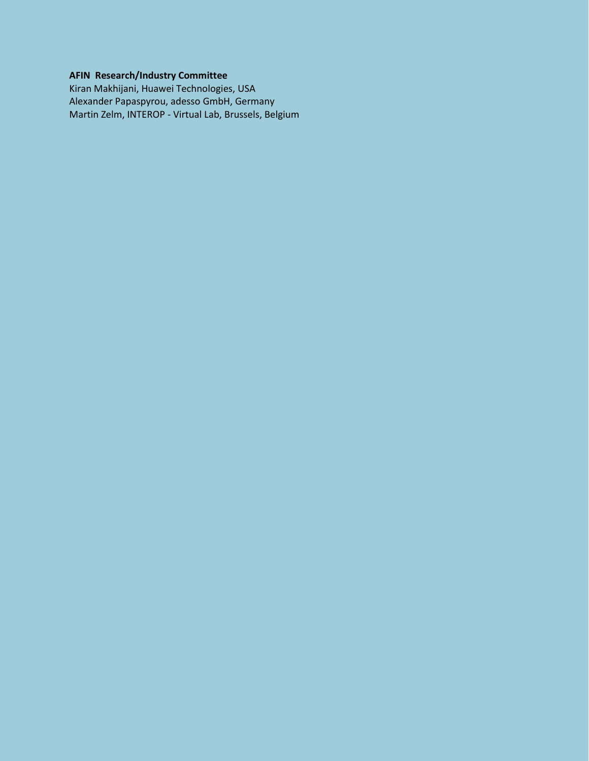**AFIN Research/Industry Committee**

Kiran Makhijani, Huawei Technologies, USA
Alexander Papaspyrou, adesso GmbH, Germany
Martin Zelm, INTEROP - Virtual Lab, Brussels, Belgium